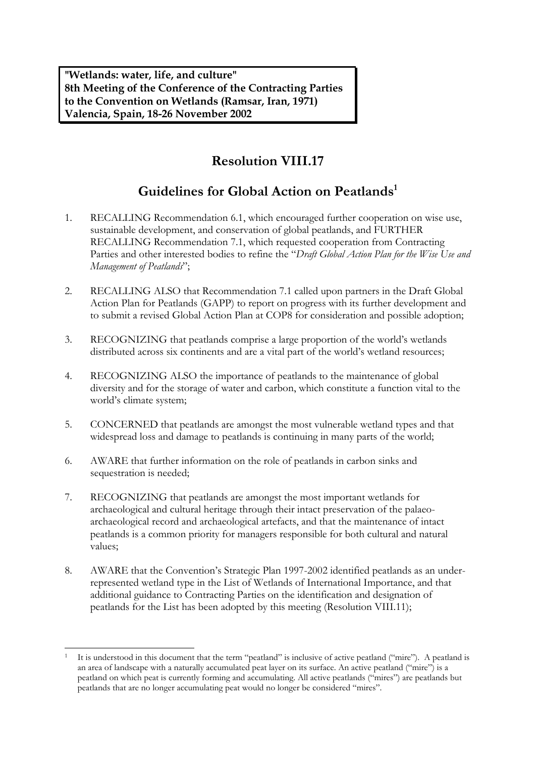**"Wetlands: water, life, and culture"**
**8th Meeting of the Conference of the Contracting Parties to the Convention on Wetlands (Ramsar, Iran, 1971)**
**Valencia, Spain, 18-26 November 2002**

# Resolution VIII.17

## Guidelines for Global Action on Peatlands[1]

1. RECALLING Recommendation 6.1, which encouraged further cooperation on wise use, sustainable development, and conservation of global peatlands, and FURTHER RECALLING Recommendation 7.1, which requested cooperation from Contracting Parties and other interested bodies to refine the "*Draft Global Action Plan for the Wise Use and Management of Peatlands*";

2. RECALLING ALSO that Recommendation 7.1 called upon partners in the Draft Global Action Plan for Peatlands (GAPP) to report on progress with its further development and to submit a revised Global Action Plan at COP8 for consideration and possible adoption;

3. RECOGNIZING that peatlands comprise a large proportion of the world's wetlands distributed across six continents and are a vital part of the world's wetland resources;

4. RECOGNIZING ALSO the importance of peatlands to the maintenance of global diversity and for the storage of water and carbon, which constitute a function vital to the world's climate system;

5. CONCERNED that peatlands are amongst the most vulnerable wetland types and that widespread loss and damage to peatlands is continuing in many parts of the world;

6. AWARE that further information on the role of peatlands in carbon sinks and sequestration is needed;

7. RECOGNIZING that peatlands are amongst the most important wetlands for archaeological and cultural heritage through their intact preservation of the palaeo-archaeological record and archaeological artefacts, and that the maintenance of intact peatlands is a common priority for managers responsible for both cultural and natural values;

8. AWARE that the Convention's Strategic Plan 1997-2002 identified peatlands as an under-represented wetland type in the List of Wetlands of International Importance, and that additional guidance to Contracting Parties on the identification and designation of peatlands for the List has been adopted by this meeting (Resolution VIII.11);

---

[1] It is understood in this document that the term "peatland" is inclusive of active peatland ("mire"). A peatland is an area of landscape with a naturally accumulated peat layer on its surface. An active peatland ("mire") is a peatland on which peat is currently forming and accumulating. All active peatlands ("mires") are peatlands but peatlands that are no longer accumulating peat would no longer be considered "mires".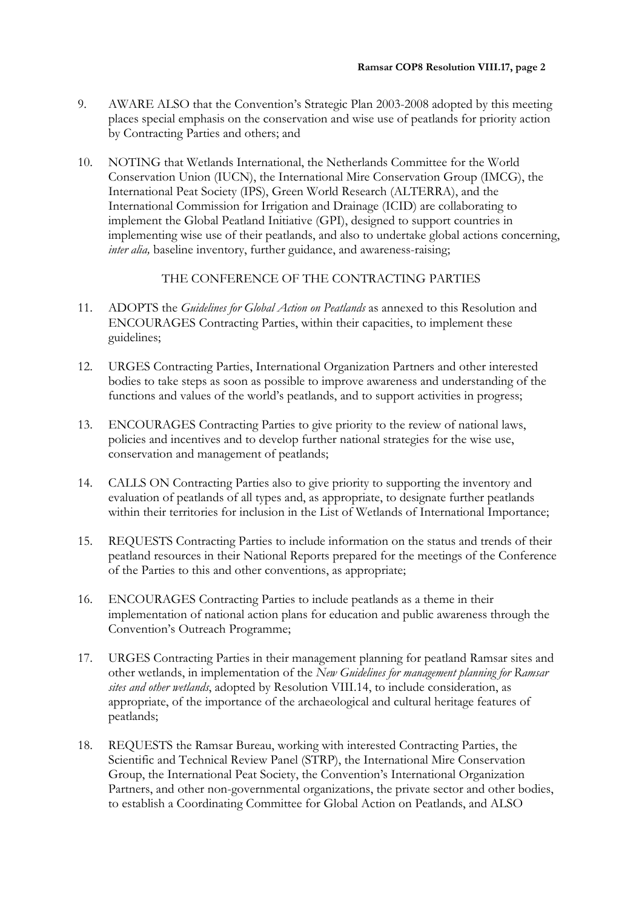9. AWARE ALSO that the Convention's Strategic Plan 2003-2008 adopted by this meeting places special emphasis on the conservation and wise use of peatlands for priority action by Contracting Parties and others; and

10. NOTING that Wetlands International, the Netherlands Committee for the World Conservation Union (IUCN), the International Mire Conservation Group (IMCG), the International Peat Society (IPS), Green World Research (ALTERRA), and the International Commission for Irrigation and Drainage (ICID) are collaborating to implement the Global Peatland Initiative (GPI), designed to support countries in implementing wise use of their peatlands, and also to undertake global actions concerning, *inter alia,* baseline inventory, further guidance, and awareness-raising;

THE CONFERENCE OF THE CONTRACTING PARTIES

11. ADOPTS the *Guidelines for Global Action on Peatlands* as annexed to this Resolution and ENCOURAGES Contracting Parties, within their capacities, to implement these guidelines;

12. URGES Contracting Parties, International Organization Partners and other interested bodies to take steps as soon as possible to improve awareness and understanding of the functions and values of the world's peatlands, and to support activities in progress;

13. ENCOURAGES Contracting Parties to give priority to the review of national laws, policies and incentives and to develop further national strategies for the wise use, conservation and management of peatlands;

14. CALLS ON Contracting Parties also to give priority to supporting the inventory and evaluation of peatlands of all types and, as appropriate, to designate further peatlands within their territories for inclusion in the List of Wetlands of International Importance;

15. REQUESTS Contracting Parties to include information on the status and trends of their peatland resources in their National Reports prepared for the meetings of the Conference of the Parties to this and other conventions, as appropriate;

16. ENCOURAGES Contracting Parties to include peatlands as a theme in their implementation of national action plans for education and public awareness through the Convention's Outreach Programme;

17. URGES Contracting Parties in their management planning for peatland Ramsar sites and other wetlands, in implementation of the *New Guidelines for management planning for Ramsar sites and other wetlands*, adopted by Resolution VIII.14, to include consideration, as appropriate, of the importance of the archaeological and cultural heritage features of peatlands;

18. REQUESTS the Ramsar Bureau, working with interested Contracting Parties, the Scientific and Technical Review Panel (STRP), the International Mire Conservation Group, the International Peat Society, the Convention's International Organization Partners, and other non-governmental organizations, the private sector and other bodies, to establish a Coordinating Committee for Global Action on Peatlands, and ALSO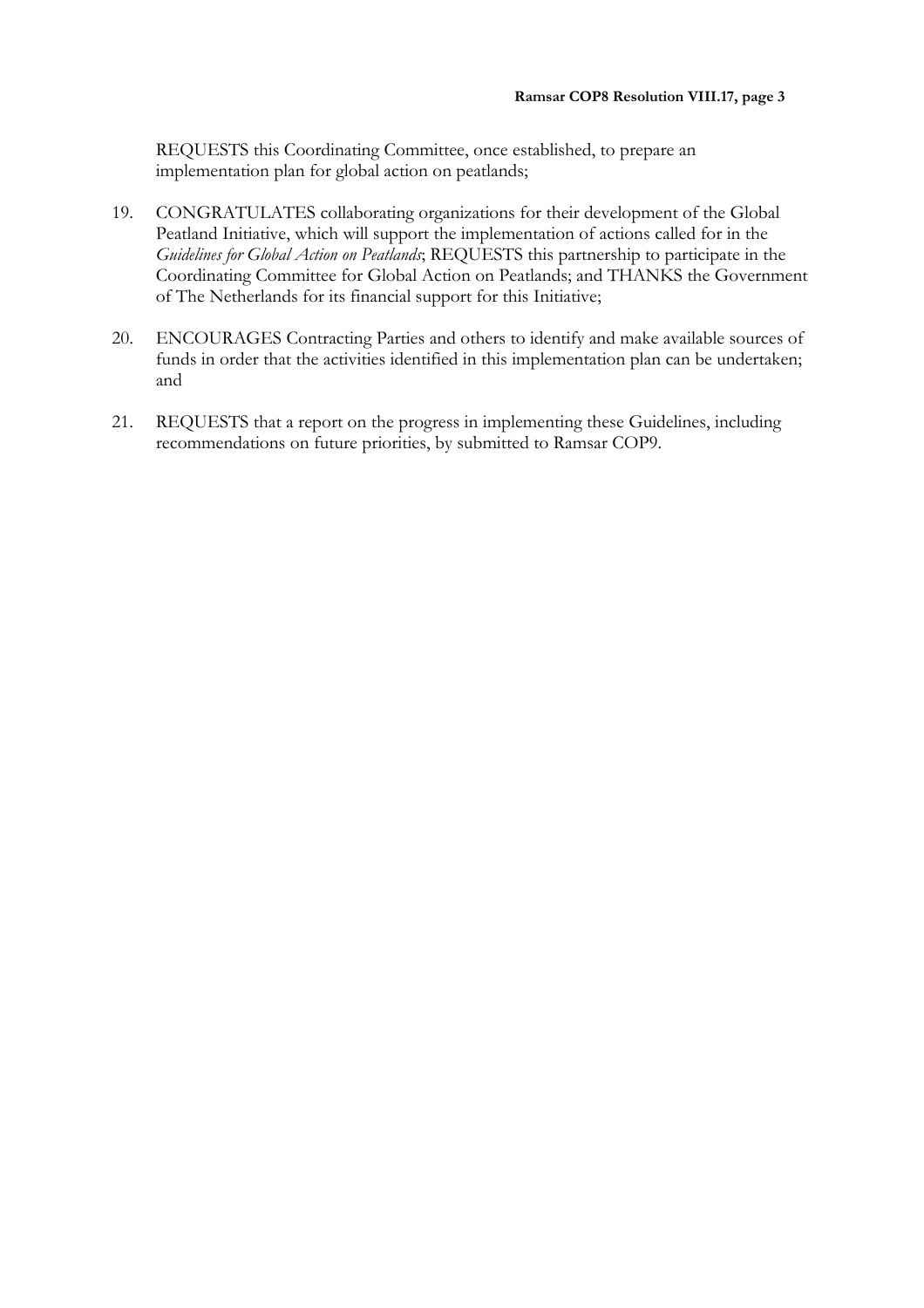REQUESTS this Coordinating Committee, once established, to prepare an implementation plan for global action on peatlands;

19. CONGRATULATES collaborating organizations for their development of the Global Peatland Initiative, which will support the implementation of actions called for in the *Guidelines for Global Action on Peatlands*; REQUESTS this partnership to participate in the Coordinating Committee for Global Action on Peatlands; and THANKS the Government of The Netherlands for its financial support for this Initiative;

20. ENCOURAGES Contracting Parties and others to identify and make available sources of funds in order that the activities identified in this implementation plan can be undertaken; and

21. REQUESTS that a report on the progress in implementing these Guidelines, including recommendations on future priorities, by submitted to Ramsar COP9.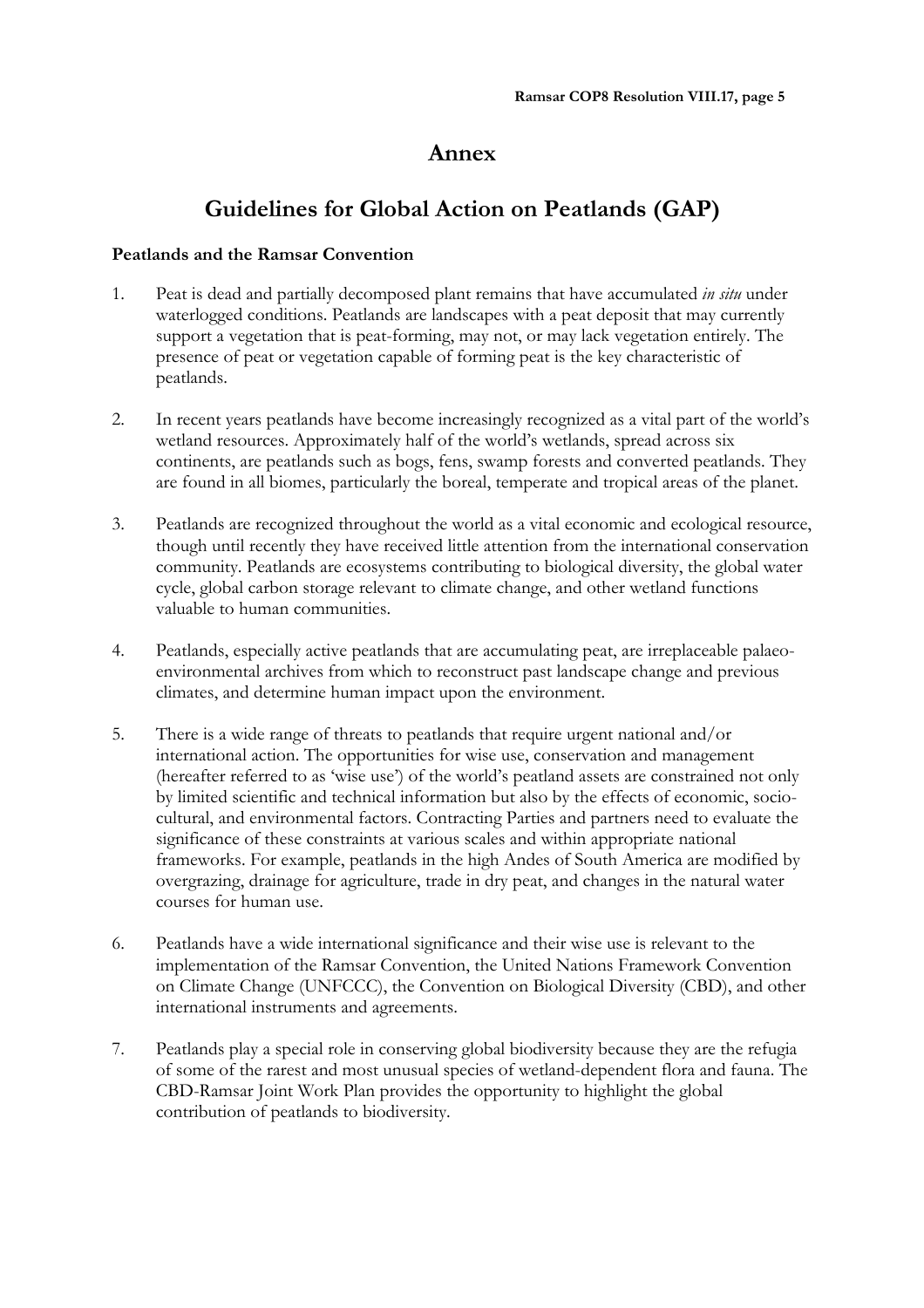# Annex

## Guidelines for Global Action on Peatlands (GAP)

### Peatlands and the Ramsar Convention

1. Peat is dead and partially decomposed plant remains that have accumulated *in situ* under waterlogged conditions. Peatlands are landscapes with a peat deposit that may currently support a vegetation that is peat-forming, may not, or may lack vegetation entirely. The presence of peat or vegetation capable of forming peat is the key characteristic of peatlands.

2. In recent years peatlands have become increasingly recognized as a vital part of the world's wetland resources. Approximately half of the world's wetlands, spread across six continents, are peatlands such as bogs, fens, swamp forests and converted peatlands. They are found in all biomes, particularly the boreal, temperate and tropical areas of the planet.

3. Peatlands are recognized throughout the world as a vital economic and ecological resource, though until recently they have received little attention from the international conservation community. Peatlands are ecosystems contributing to biological diversity, the global water cycle, global carbon storage relevant to climate change, and other wetland functions valuable to human communities.

4. Peatlands, especially active peatlands that are accumulating peat, are irreplaceable palaeo-environmental archives from which to reconstruct past landscape change and previous climates, and determine human impact upon the environment.

5. There is a wide range of threats to peatlands that require urgent national and/or international action. The opportunities for wise use, conservation and management (hereafter referred to as 'wise use') of the world's peatland assets are constrained not only by limited scientific and technical information but also by the effects of economic, socio-cultural, and environmental factors. Contracting Parties and partners need to evaluate the significance of these constraints at various scales and within appropriate national frameworks. For example, peatlands in the high Andes of South America are modified by overgrazing, drainage for agriculture, trade in dry peat, and changes in the natural water courses for human use.

6. Peatlands have a wide international significance and their wise use is relevant to the implementation of the Ramsar Convention, the United Nations Framework Convention on Climate Change (UNFCCC), the Convention on Biological Diversity (CBD), and other international instruments and agreements.

7. Peatlands play a special role in conserving global biodiversity because they are the refugia of some of the rarest and most unusual species of wetland-dependent flora and fauna. The CBD-Ramsar Joint Work Plan provides the opportunity to highlight the global contribution of peatlands to biodiversity.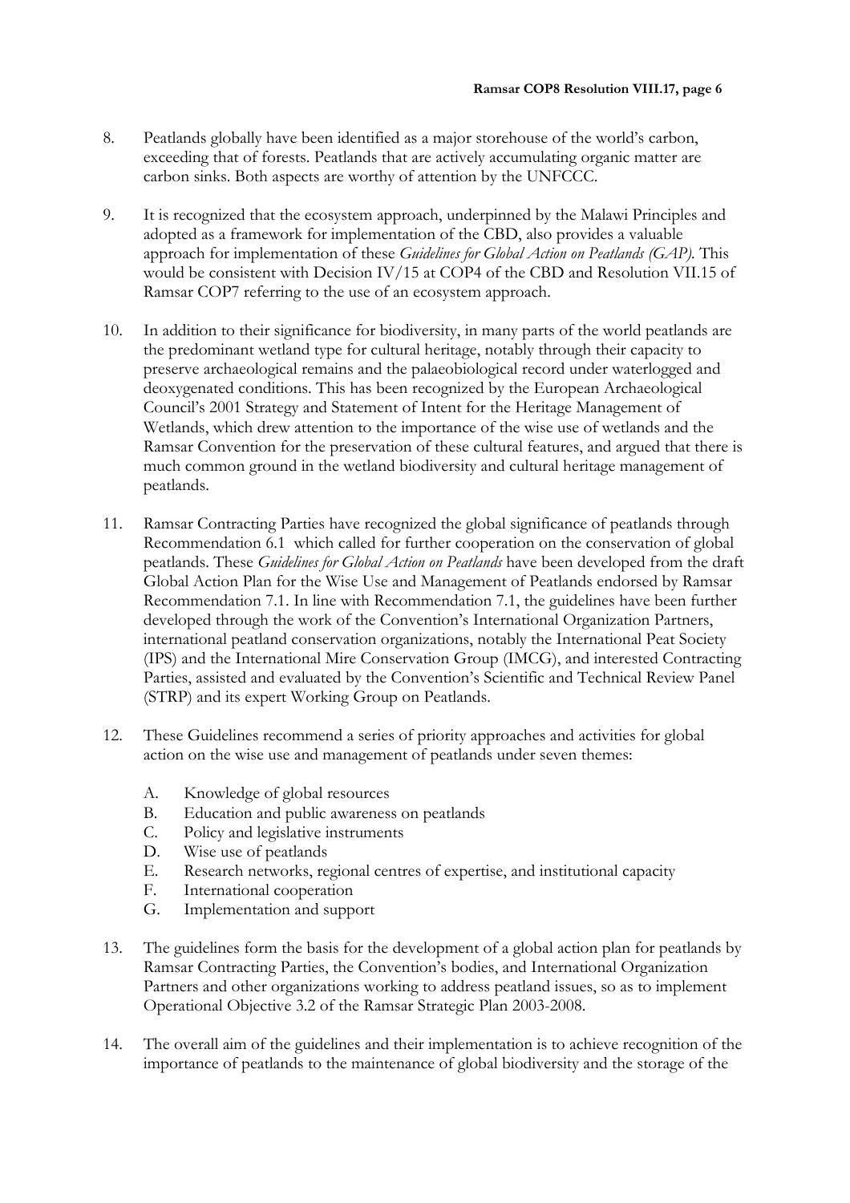8. Peatlands globally have been identified as a major storehouse of the world's carbon, exceeding that of forests. Peatlands that are actively accumulating organic matter are carbon sinks. Both aspects are worthy of attention by the UNFCCC.

9. It is recognized that the ecosystem approach, underpinned by the Malawi Principles and adopted as a framework for implementation of the CBD, also provides a valuable approach for implementation of these *Guidelines for Global Action on Peatlands (GAP)*. This would be consistent with Decision IV/15 at COP4 of the CBD and Resolution VII.15 of Ramsar COP7 referring to the use of an ecosystem approach.

10. In addition to their significance for biodiversity, in many parts of the world peatlands are the predominant wetland type for cultural heritage, notably through their capacity to preserve archaeological remains and the palaeobiological record under waterlogged and deoxygenated conditions. This has been recognized by the European Archaeological Council's 2001 Strategy and Statement of Intent for the Heritage Management of Wetlands, which drew attention to the importance of the wise use of wetlands and the Ramsar Convention for the preservation of these cultural features, and argued that there is much common ground in the wetland biodiversity and cultural heritage management of peatlands.

11. Ramsar Contracting Parties have recognized the global significance of peatlands through Recommendation 6.1 which called for further cooperation on the conservation of global peatlands. These *Guidelines for Global Action on Peatlands* have been developed from the draft Global Action Plan for the Wise Use and Management of Peatlands endorsed by Ramsar Recommendation 7.1. In line with Recommendation 7.1, the guidelines have been further developed through the work of the Convention's International Organization Partners, international peatland conservation organizations, notably the International Peat Society (IPS) and the International Mire Conservation Group (IMCG), and interested Contracting Parties, assisted and evaluated by the Convention's Scientific and Technical Review Panel (STRP) and its expert Working Group on Peatlands.

12. These Guidelines recommend a series of priority approaches and activities for global action on the wise use and management of peatlands under seven themes:

    A. Knowledge of global resources
    B. Education and public awareness on peatlands
    C. Policy and legislative instruments
    D. Wise use of peatlands
    E. Research networks, regional centres of expertise, and institutional capacity
    F. International cooperation
    G. Implementation and support

13. The guidelines form the basis for the development of a global action plan for peatlands by Ramsar Contracting Parties, the Convention's bodies, and International Organization Partners and other organizations working to address peatland issues, so as to implement Operational Objective 3.2 of the Ramsar Strategic Plan 2003-2008.

14. The overall aim of the guidelines and their implementation is to achieve recognition of the importance of peatlands to the maintenance of global biodiversity and the storage of the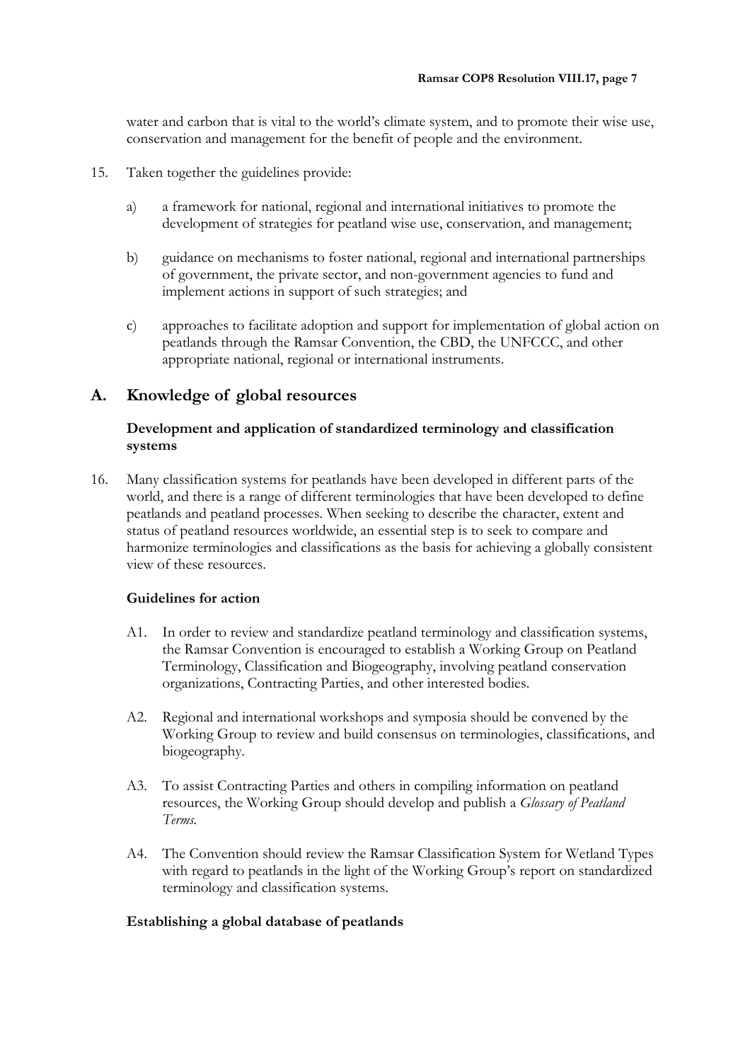water and carbon that is vital to the world's climate system, and to promote their wise use, conservation and management for the benefit of people and the environment.

15. Taken together the guidelines provide:

    a) a framework for national, regional and international initiatives to promote the development of strategies for peatland wise use, conservation, and management;

    b) guidance on mechanisms to foster national, regional and international partnerships of government, the private sector, and non-government agencies to fund and implement actions in support of such strategies; and

    c) approaches to facilitate adoption and support for implementation of global action on peatlands through the Ramsar Convention, the CBD, the UNFCCC, and other appropriate national, regional or international instruments.

## A. Knowledge of global resources

### Development and application of standardized terminology and classification systems

16. Many classification systems for peatlands have been developed in different parts of the world, and there is a range of different terminologies that have been developed to define peatlands and peatland processes. When seeking to describe the character, extent and status of peatland resources worldwide, an essential step is to seek to compare and harmonize terminologies and classifications as the basis for achieving a globally consistent view of these resources.

#### Guidelines for action

A1. In order to review and standardize peatland terminology and classification systems, the Ramsar Convention is encouraged to establish a Working Group on Peatland Terminology, Classification and Biogeography, involving peatland conservation organizations, Contracting Parties, and other interested bodies.

A2. Regional and international workshops and symposia should be convened by the Working Group to review and build consensus on terminologies, classifications, and biogeography.

A3. To assist Contracting Parties and others in compiling information on peatland resources, the Working Group should develop and publish a *Glossary of Peatland Terms*.

A4. The Convention should review the Ramsar Classification System for Wetland Types with regard to peatlands in the light of the Working Group's report on standardized terminology and classification systems.

### Establishing a global database of peatlands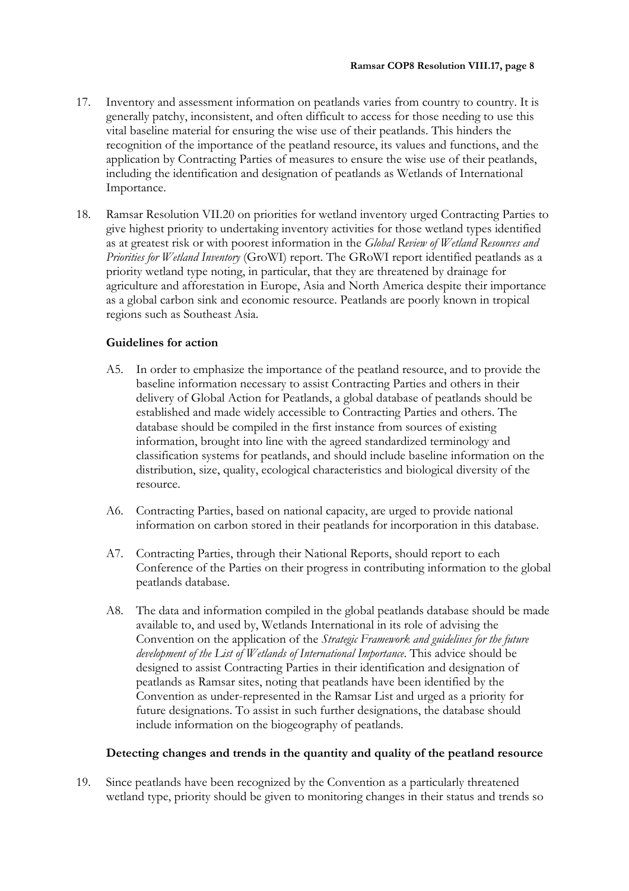17. Inventory and assessment information on peatlands varies from country to country. It is generally patchy, inconsistent, and often difficult to access for those needing to use this vital baseline material for ensuring the wise use of their peatlands. This hinders the recognition of the importance of the peatland resource, its values and functions, and the application by Contracting Parties of measures to ensure the wise use of their peatlands, including the identification and designation of peatlands as Wetlands of International Importance.

18. Ramsar Resolution VII.20 on priorities for wetland inventory urged Contracting Parties to give highest priority to undertaking inventory activities for those wetland types identified as at greatest risk or with poorest information in the *Global Review of Wetland Resources and Priorities for Wetland Inventory* (GroWI) report. The GRoWI report identified peatlands as a priority wetland type noting, in particular, that they are threatened by drainage for agriculture and afforestation in Europe, Asia and North America despite their importance as a global carbon sink and economic resource. Peatlands are poorly known in tropical regions such as Southeast Asia.

**Guidelines for action**

A5. In order to emphasize the importance of the peatland resource, and to provide the baseline information necessary to assist Contracting Parties and others in their delivery of Global Action for Peatlands, a global database of peatlands should be established and made widely accessible to Contracting Parties and others. The database should be compiled in the first instance from sources of existing information, brought into line with the agreed standardized terminology and classification systems for peatlands, and should include baseline information on the distribution, size, quality, ecological characteristics and biological diversity of the resource.

A6. Contracting Parties, based on national capacity, are urged to provide national information on carbon stored in their peatlands for incorporation in this database.

A7. Contracting Parties, through their National Reports, should report to each Conference of the Parties on their progress in contributing information to the global peatlands database.

A8. The data and information compiled in the global peatlands database should be made available to, and used by, Wetlands International in its role of advising the Convention on the application of the *Strategic Framework and guidelines for the future development of the List of Wetlands of International Importance*. This advice should be designed to assist Contracting Parties in their identification and designation of peatlands as Ramsar sites, noting that peatlands have been identified by the Convention as under-represented in the Ramsar List and urged as a priority for future designations. To assist in such further designations, the database should include information on the biogeography of peatlands.

**Detecting changes and trends in the quantity and quality of the peatland resource**

19. Since peatlands have been recognized by the Convention as a particularly threatened wetland type, priority should be given to monitoring changes in their status and trends so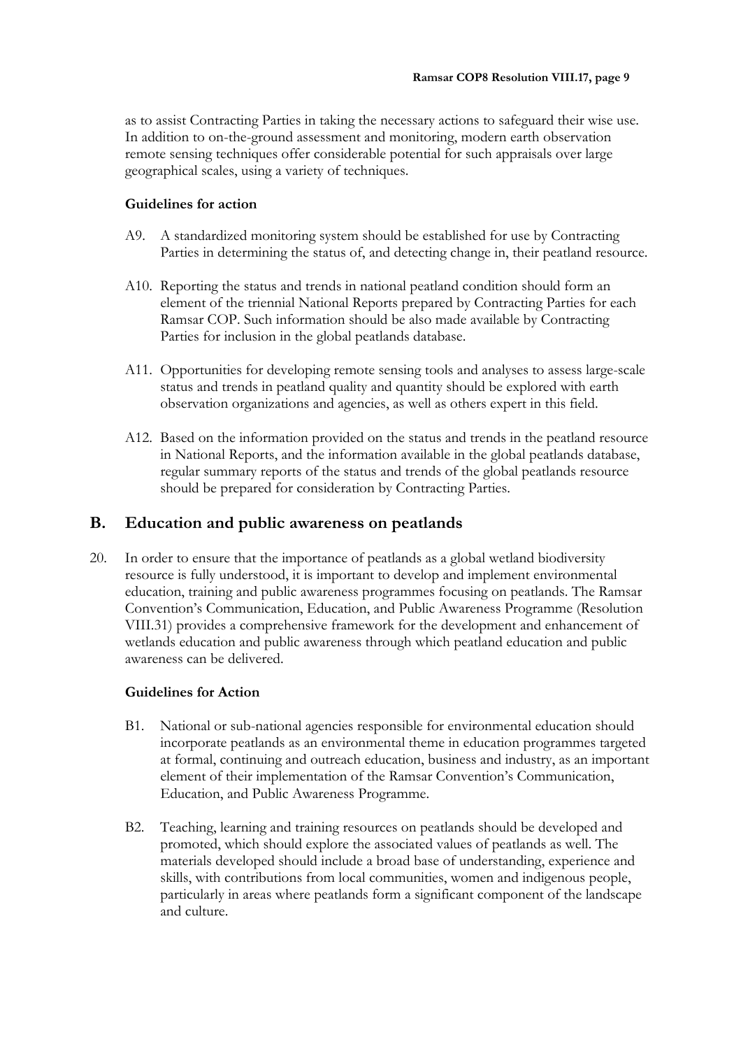as to assist Contracting Parties in taking the necessary actions to safeguard their wise use. In addition to on-the-ground assessment and monitoring, modern earth observation remote sensing techniques offer considerable potential for such appraisals over large geographical scales, using a variety of techniques.

**Guidelines for action**

A9. A standardized monitoring system should be established for use by Contracting Parties in determining the status of, and detecting change in, their peatland resource.

A10. Reporting the status and trends in national peatland condition should form an element of the triennial National Reports prepared by Contracting Parties for each Ramsar COP. Such information should be also made available by Contracting Parties for inclusion in the global peatlands database.

A11. Opportunities for developing remote sensing tools and analyses to assess large-scale status and trends in peatland quality and quantity should be explored with earth observation organizations and agencies, as well as others expert in this field.

A12. Based on the information provided on the status and trends in the peatland resource in National Reports, and the information available in the global peatlands database, regular summary reports of the status and trends of the global peatlands resource should be prepared for consideration by Contracting Parties.

## B. Education and public awareness on peatlands

20. In order to ensure that the importance of peatlands as a global wetland biodiversity resource is fully understood, it is important to develop and implement environmental education, training and public awareness programmes focusing on peatlands. The Ramsar Convention's Communication, Education, and Public Awareness Programme (Resolution VIII.31) provides a comprehensive framework for the development and enhancement of wetlands education and public awareness through which peatland education and public awareness can be delivered.

**Guidelines for Action**

B1. National or sub-national agencies responsible for environmental education should incorporate peatlands as an environmental theme in education programmes targeted at formal, continuing and outreach education, business and industry, as an important element of their implementation of the Ramsar Convention's Communication, Education, and Public Awareness Programme.

B2. Teaching, learning and training resources on peatlands should be developed and promoted, which should explore the associated values of peatlands as well. The materials developed should include a broad base of understanding, experience and skills, with contributions from local communities, women and indigenous people, particularly in areas where peatlands form a significant component of the landscape and culture.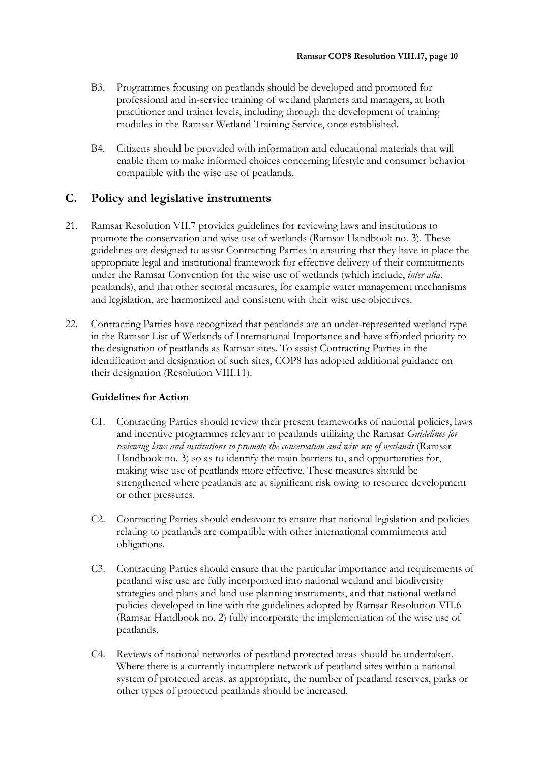B3. Programmes focusing on peatlands should be developed and promoted for professional and in-service training of wetland planners and managers, at both practitioner and trainer levels, including through the development of training modules in the Ramsar Wetland Training Service, once established.

B4. Citizens should be provided with information and educational materials that will enable them to make informed choices concerning lifestyle and consumer behavior compatible with the wise use of peatlands.

## C. Policy and legislative instruments

21. Ramsar Resolution VII.7 provides guidelines for reviewing laws and institutions to promote the conservation and wise use of wetlands (Ramsar Handbook no. 3). These guidelines are designed to assist Contracting Parties in ensuring that they have in place the appropriate legal and institutional framework for effective delivery of their commitments under the Ramsar Convention for the wise use of wetlands (which include, *inter alia,* peatlands), and that other sectoral measures, for example water management mechanisms and legislation, are harmonized and consistent with their wise use objectives.

22. Contracting Parties have recognized that peatlands are an under-represented wetland type in the Ramsar List of Wetlands of International Importance and have afforded priority to the designation of peatlands as Ramsar sites. To assist Contracting Parties in the identification and designation of such sites, COP8 has adopted additional guidance on their designation (Resolution VIII.11).

### Guidelines for Action

C1. Contracting Parties should review their present frameworks of national policies, laws and incentive programmes relevant to peatlands utilizing the Ramsar *Guidelines for reviewing laws and institutions to promote the conservation and wise use of wetlands* (Ramsar Handbook no. 3) so as to identify the main barriers to, and opportunities for, making wise use of peatlands more effective. These measures should be strengthened where peatlands are at significant risk owing to resource development or other pressures.

C2. Contracting Parties should endeavour to ensure that national legislation and policies relating to peatlands are compatible with other international commitments and obligations.

C3. Contracting Parties should ensure that the particular importance and requirements of peatland wise use are fully incorporated into national wetland and biodiversity strategies and plans and land use planning instruments, and that national wetland policies developed in line with the guidelines adopted by Ramsar Resolution VII.6 (Ramsar Handbook no. 2) fully incorporate the implementation of the wise use of peatlands.

C4. Reviews of national networks of peatland protected areas should be undertaken. Where there is a currently incomplete network of peatland sites within a national system of protected areas, as appropriate, the number of peatland reserves, parks or other types of protected peatlands should be increased.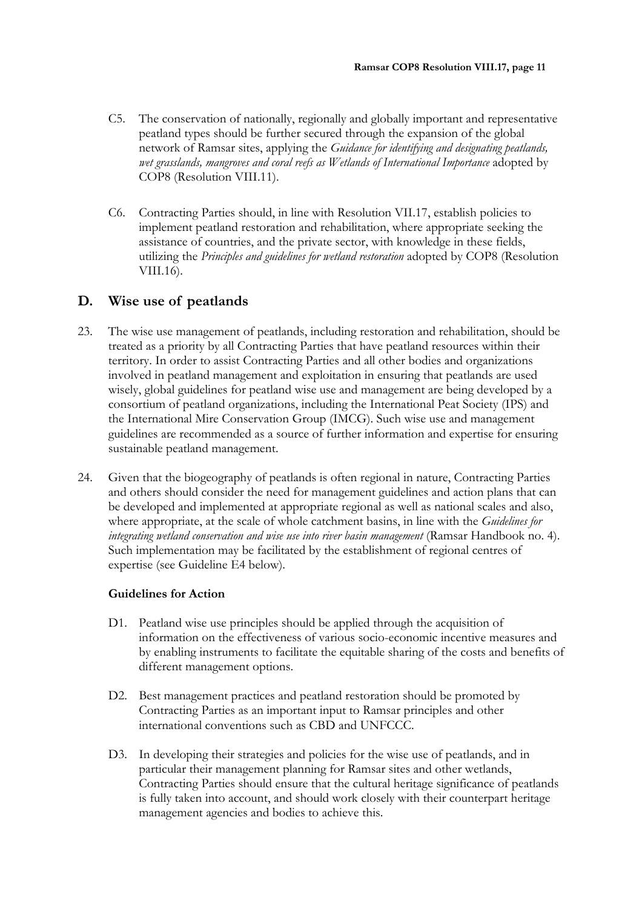C5. The conservation of nationally, regionally and globally important and representative peatland types should be further secured through the expansion of the global network of Ramsar sites, applying the *Guidance for identifying and designating peatlands, wet grasslands, mangroves and coral reefs as Wetlands of International Importance* adopted by COP8 (Resolution VIII.11).

C6. Contracting Parties should, in line with Resolution VII.17, establish policies to implement peatland restoration and rehabilitation, where appropriate seeking the assistance of countries, and the private sector, with knowledge in these fields, utilizing the *Principles and guidelines for wetland restoration* adopted by COP8 (Resolution VIII.16).

## D. Wise use of peatlands

23. The wise use management of peatlands, including restoration and rehabilitation, should be treated as a priority by all Contracting Parties that have peatland resources within their territory. In order to assist Contracting Parties and all other bodies and organizations involved in peatland management and exploitation in ensuring that peatlands are used wisely, global guidelines for peatland wise use and management are being developed by a consortium of peatland organizations, including the International Peat Society (IPS) and the International Mire Conservation Group (IMCG). Such wise use and management guidelines are recommended as a source of further information and expertise for ensuring sustainable peatland management.

24. Given that the biogeography of peatlands is often regional in nature, Contracting Parties and others should consider the need for management guidelines and action plans that can be developed and implemented at appropriate regional as well as national scales and also, where appropriate, at the scale of whole catchment basins, in line with the *Guidelines for integrating wetland conservation and wise use into river basin management* (Ramsar Handbook no. 4). Such implementation may be facilitated by the establishment of regional centres of expertise (see Guideline E4 below).

**Guidelines for Action**

D1. Peatland wise use principles should be applied through the acquisition of information on the effectiveness of various socio-economic incentive measures and by enabling instruments to facilitate the equitable sharing of the costs and benefits of different management options.

D2. Best management practices and peatland restoration should be promoted by Contracting Parties as an important input to Ramsar principles and other international conventions such as CBD and UNFCCC.

D3. In developing their strategies and policies for the wise use of peatlands, and in particular their management planning for Ramsar sites and other wetlands, Contracting Parties should ensure that the cultural heritage significance of peatlands is fully taken into account, and should work closely with their counterpart heritage management agencies and bodies to achieve this.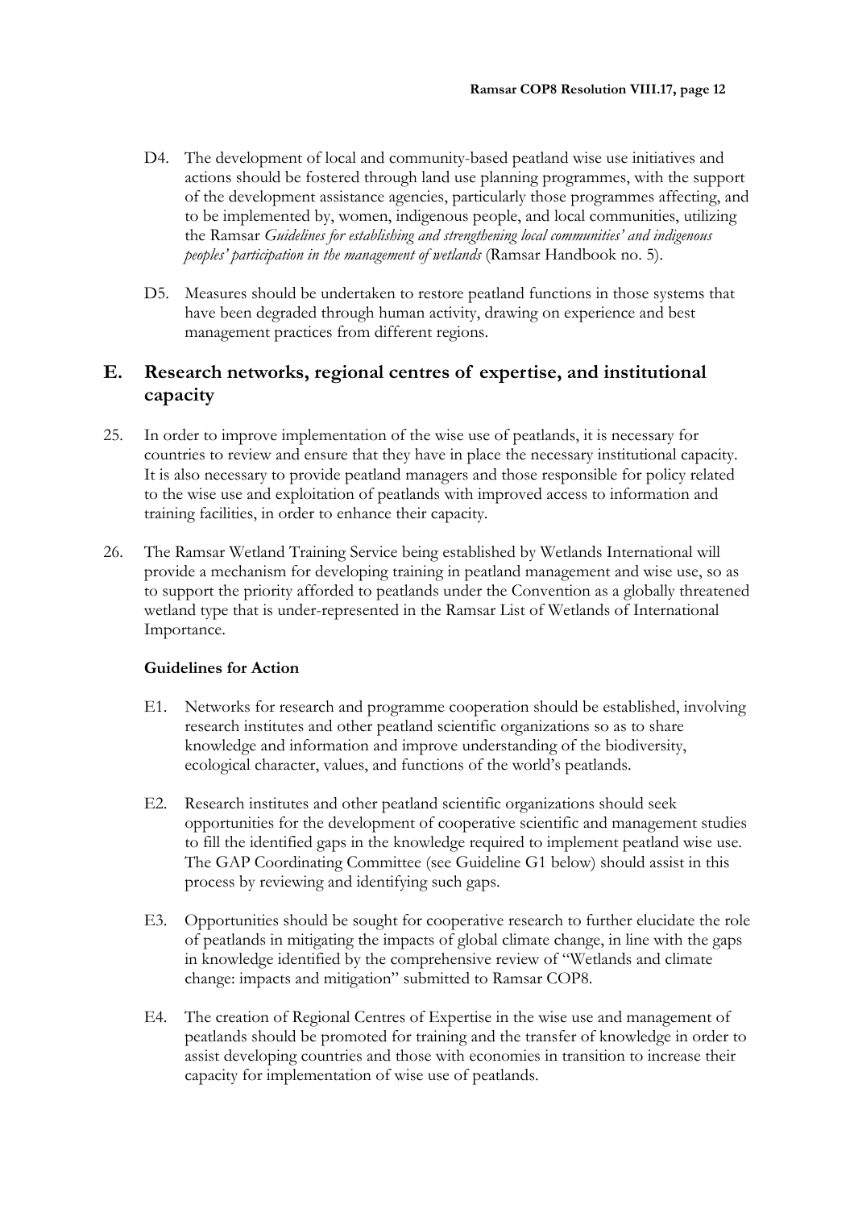D4. The development of local and community-based peatland wise use initiatives and actions should be fostered through land use planning programmes, with the support of the development assistance agencies, particularly those programmes affecting, and to be implemented by, women, indigenous people, and local communities, utilizing the Ramsar *Guidelines for establishing and strengthening local communities' and indigenous peoples' participation in the management of wetlands* (Ramsar Handbook no. 5).

D5. Measures should be undertaken to restore peatland functions in those systems that have been degraded through human activity, drawing on experience and best management practices from different regions.

## E. Research networks, regional centres of expertise, and institutional capacity

25. In order to improve implementation of the wise use of peatlands, it is necessary for countries to review and ensure that they have in place the necessary institutional capacity. It is also necessary to provide peatland managers and those responsible for policy related to the wise use and exploitation of peatlands with improved access to information and training facilities, in order to enhance their capacity.

26. The Ramsar Wetland Training Service being established by Wetlands International will provide a mechanism for developing training in peatland management and wise use, so as to support the priority afforded to peatlands under the Convention as a globally threatened wetland type that is under-represented in the Ramsar List of Wetlands of International Importance.

**Guidelines for Action**

E1. Networks for research and programme cooperation should be established, involving research institutes and other peatland scientific organizations so as to share knowledge and information and improve understanding of the biodiversity, ecological character, values, and functions of the world's peatlands.

E2. Research institutes and other peatland scientific organizations should seek opportunities for the development of cooperative scientific and management studies to fill the identified gaps in the knowledge required to implement peatland wise use. The GAP Coordinating Committee (see Guideline G1 below) should assist in this process by reviewing and identifying such gaps.

E3. Opportunities should be sought for cooperative research to further elucidate the role of peatlands in mitigating the impacts of global climate change, in line with the gaps in knowledge identified by the comprehensive review of "Wetlands and climate change: impacts and mitigation" submitted to Ramsar COP8.

E4. The creation of Regional Centres of Expertise in the wise use and management of peatlands should be promoted for training and the transfer of knowledge in order to assist developing countries and those with economies in transition to increase their capacity for implementation of wise use of peatlands.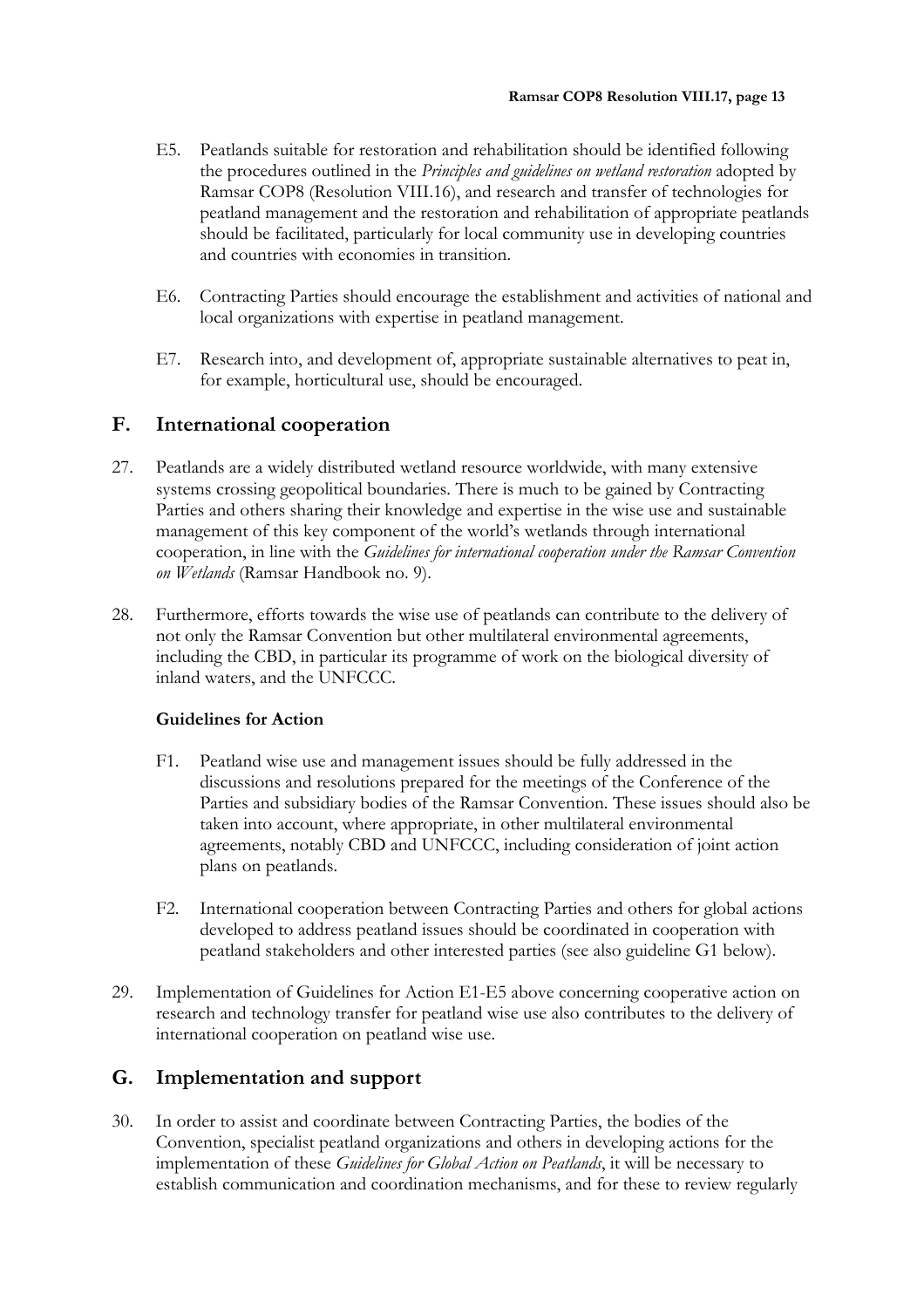E5. Peatlands suitable for restoration and rehabilitation should be identified following the procedures outlined in the *Principles and guidelines on wetland restoration* adopted by Ramsar COP8 (Resolution VIII.16), and research and transfer of technologies for peatland management and the restoration and rehabilitation of appropriate peatlands should be facilitated, particularly for local community use in developing countries and countries with economies in transition.

E6. Contracting Parties should encourage the establishment and activities of national and local organizations with expertise in peatland management.

E7. Research into, and development of, appropriate sustainable alternatives to peat in, for example, horticultural use, should be encouraged.

## F. International cooperation

27. Peatlands are a widely distributed wetland resource worldwide, with many extensive systems crossing geopolitical boundaries. There is much to be gained by Contracting Parties and others sharing their knowledge and expertise in the wise use and sustainable management of this key component of the world's wetlands through international cooperation, in line with the *Guidelines for international cooperation under the Ramsar Convention on Wetlands* (Ramsar Handbook no. 9).

28. Furthermore, efforts towards the wise use of peatlands can contribute to the delivery of not only the Ramsar Convention but other multilateral environmental agreements, including the CBD, in particular its programme of work on the biological diversity of inland waters, and the UNFCCC.

**Guidelines for Action**

F1. Peatland wise use and management issues should be fully addressed in the discussions and resolutions prepared for the meetings of the Conference of the Parties and subsidiary bodies of the Ramsar Convention. These issues should also be taken into account, where appropriate, in other multilateral environmental agreements, notably CBD and UNFCCC, including consideration of joint action plans on peatlands.

F2. International cooperation between Contracting Parties and others for global actions developed to address peatland issues should be coordinated in cooperation with peatland stakeholders and other interested parties (see also guideline G1 below).

29. Implementation of Guidelines for Action E1-E5 above concerning cooperative action on research and technology transfer for peatland wise use also contributes to the delivery of international cooperation on peatland wise use.

## G. Implementation and support

30. In order to assist and coordinate between Contracting Parties, the bodies of the Convention, specialist peatland organizations and others in developing actions for the implementation of these *Guidelines for Global Action on Peatlands*, it will be necessary to establish communication and coordination mechanisms, and for these to review regularly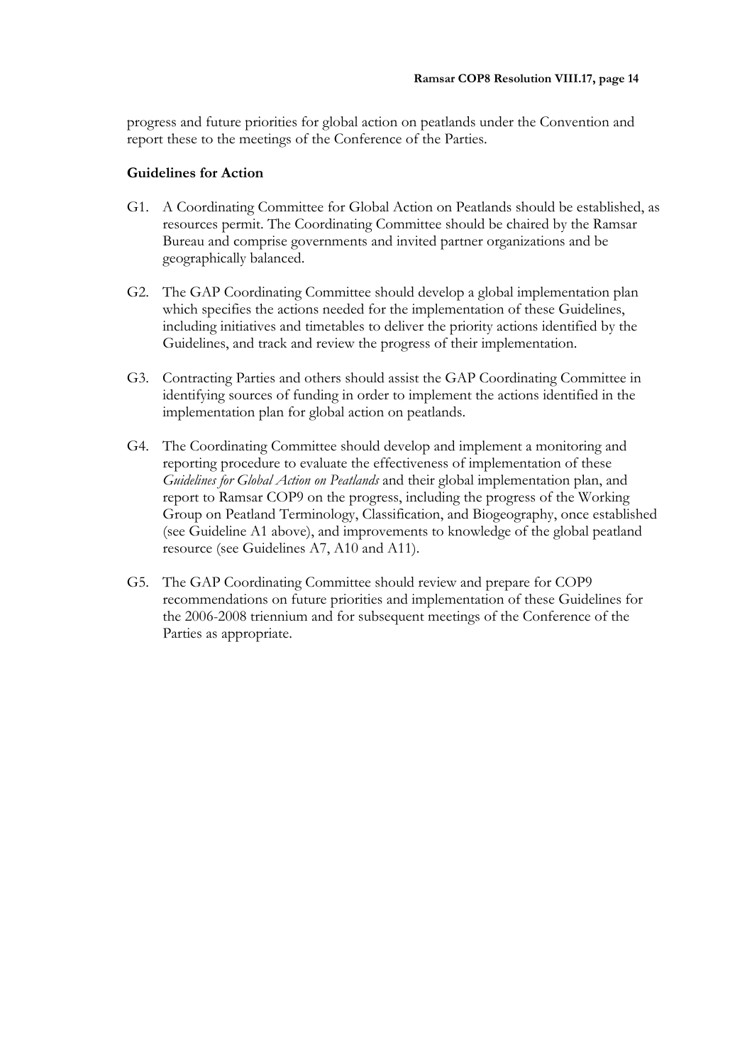progress and future priorities for global action on peatlands under the Convention and report these to the meetings of the Conference of the Parties.

**Guidelines for Action**

G1. A Coordinating Committee for Global Action on Peatlands should be established, as resources permit. The Coordinating Committee should be chaired by the Ramsar Bureau and comprise governments and invited partner organizations and be geographically balanced.

G2. The GAP Coordinating Committee should develop a global implementation plan which specifies the actions needed for the implementation of these Guidelines, including initiatives and timetables to deliver the priority actions identified by the Guidelines, and track and review the progress of their implementation.

G3. Contracting Parties and others should assist the GAP Coordinating Committee in identifying sources of funding in order to implement the actions identified in the implementation plan for global action on peatlands.

G4. The Coordinating Committee should develop and implement a monitoring and reporting procedure to evaluate the effectiveness of implementation of these *Guidelines for Global Action on Peatlands* and their global implementation plan, and report to Ramsar COP9 on the progress, including the progress of the Working Group on Peatland Terminology, Classification, and Biogeography, once established (see Guideline A1 above), and improvements to knowledge of the global peatland resource (see Guidelines A7, A10 and A11).

G5. The GAP Coordinating Committee should review and prepare for COP9 recommendations on future priorities and implementation of these Guidelines for the 2006-2008 triennium and for subsequent meetings of the Conference of the Parties as appropriate.